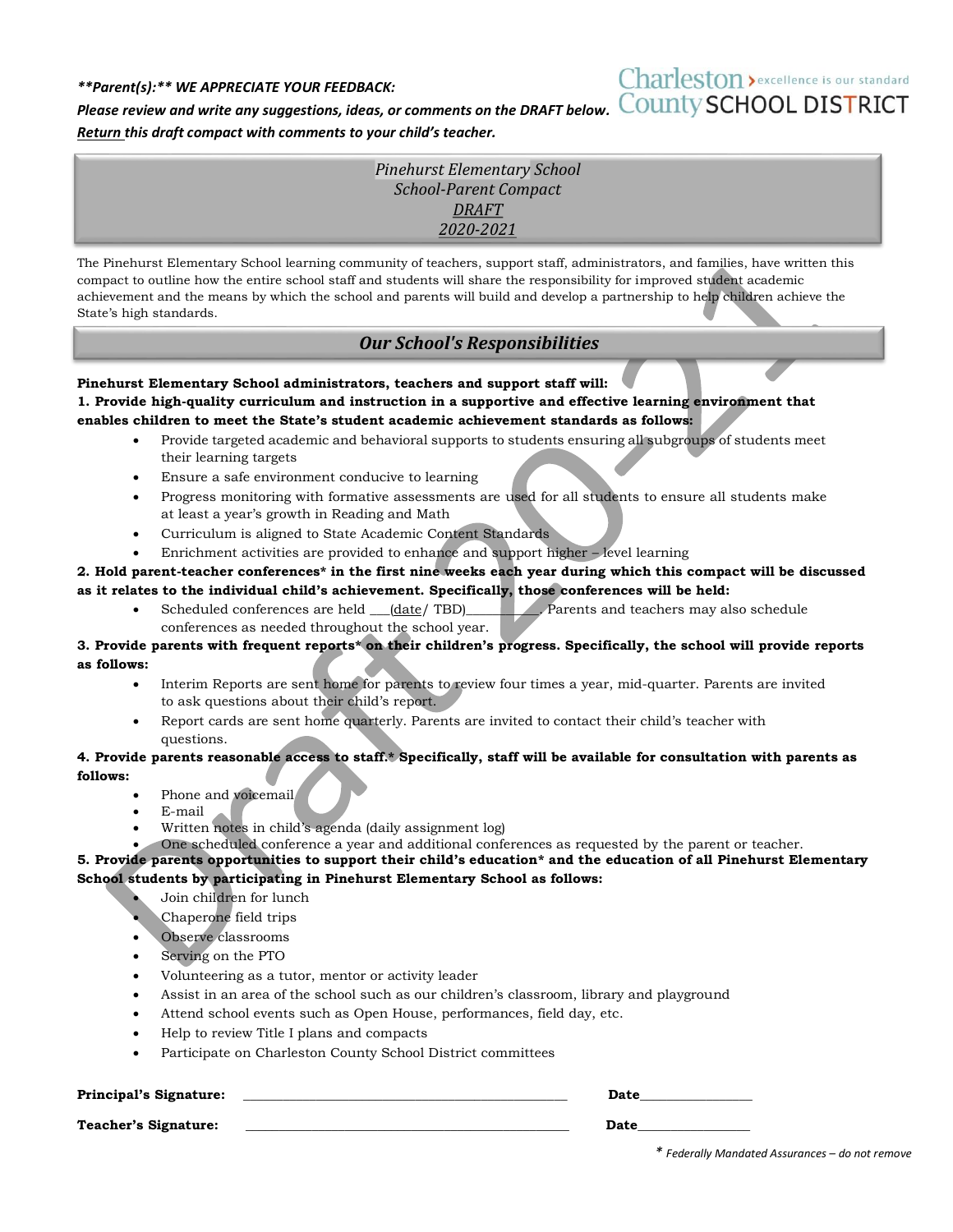***\*\*Parent(s):\*\* WE APPRECIATE YOUR FEEDBACK:***

***Please review and write any suggestions, ideas, or comments on the DRAFT below.***

***Return this draft compact with comments to your child's teacher.***

Charleston County SCHOOL DISTRICT — excellence is our standard

*Pinehurst Elementary School*
*School-Parent Compact*
*DRAFT*
*2020-2021*

The Pinehurst Elementary School learning community of teachers, support staff, administrators, and families, have written this compact to outline how the entire school staff and students will share the responsibility for improved student academic achievement and the means by which the school and parents will build and develop a partnership to help children achieve the State's high standards.

## *Our School's Responsibilities*

**Pinehurst Elementary School administrators, teachers and support staff will:**

**1. Provide high-quality curriculum and instruction in a supportive and effective learning environment that enables children to meet the State's student academic achievement standards as follows:**

- Provide targeted academic and behavioral supports to students ensuring all subgroups of students meet their learning targets
- Ensure a safe environment conducive to learning
- Progress monitoring with formative assessments are used for all students to ensure all students make at least a year's growth in Reading and Math
- Curriculum is aligned to State Academic Content Standards
- Enrichment activities are provided to enhance and support higher – level learning

**2. Hold parent-teacher conferences* in the first nine weeks each year during which this compact will be discussed as it relates to the individual child's achievement. Specifically, those conferences will be held:**

- Scheduled conferences are held \_\_\_(date/ TBD)\_\_\_\_\_\_\_\_\_\_. Parents and teachers may also schedule conferences as needed throughout the school year.

**3. Provide parents with frequent reports* on their children's progress. Specifically, the school will provide reports as follows:**

- Interim Reports are sent home for parents to review four times a year, mid-quarter. Parents are invited to ask questions about their child's report.
- Report cards are sent home quarterly. Parents are invited to contact their child's teacher with questions.

**4. Provide parents reasonable access to staff.* Specifically, staff will be available for consultation with parents as follows:**

- Phone and voicemail
- E-mail
- Written notes in child's agenda (daily assignment log)
- One scheduled conference a year and additional conferences as requested by the parent or teacher.

**5. Provide parents opportunities to support their child's education* and the education of all Pinehurst Elementary School students by participating in Pinehurst Elementary School as follows:**

- Join children for lunch
- Chaperone field trips
- Observe classrooms
- Serving on the PTO
- Volunteering as a tutor, mentor or activity leader
- Assist in an area of the school such as our children's classroom, library and playground
- Attend school events such as Open House, performances, field day, etc.
- Help to review Title I plans and compacts
- Participate on Charleston County School District committees

**Principal's Signature:** \_\_\_\_\_\_\_\_\_\_\_\_\_\_\_\_\_\_\_\_\_\_\_\_\_\_\_\_\_\_\_\_\_\_\_\_\_\_\_\_ **Date**\_\_\_\_\_\_\_\_\_\_\_\_\_\_\_\_

**Teacher's Signature:** \_\_\_\_\_\_\_\_\_\_\_\_\_\_\_\_\_\_\_\_\_\_\_\_\_\_\_\_\_\_\_\_\_\_\_\_\_\_\_\_ **Date**\_\_\_\_\_\_\_\_\_\_\_\_\_\_\_\_

*\* Federally Mandated Assurances – do not remove*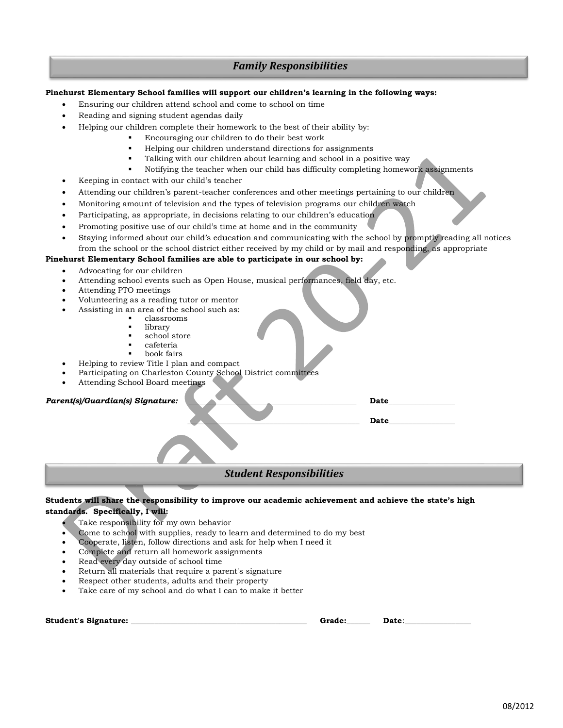## *Family Responsibilities*

**Pinehurst Elementary School families will support our children's learning in the following ways:**

- Ensuring our children attend school and come to school on time
- Reading and signing student agendas daily
- Helping our children complete their homework to the best of their ability by:
  - Encouraging our children to do their best work
  - Helping our children understand directions for assignments
  - Talking with our children about learning and school in a positive way
  - Notifying the teacher when our child has difficulty completing homework assignments
- Keeping in contact with our child's teacher
- Attending our children's parent-teacher conferences and other meetings pertaining to our children
- Monitoring amount of television and the types of television programs our children watch
- Participating, as appropriate, in decisions relating to our children's education
- Promoting positive use of our child's time at home and in the community
- Staying informed about our child's education and communicating with the school by promptly reading all notices from the school or the school district either received by my child or by mail and responding, as appropriate

**Pinehurst Elementary School families are able to participate in our school by:**

- Advocating for our children
- Attending school events such as Open House, musical performances, field day, etc.
- Attending PTO meetings
- Volunteering as a reading tutor or mentor
- Assisting in an area of the school such as:
  - classrooms
  - library
  - school store
  - cafeteria
  - book fairs
- Helping to review Title I plan and compact
- Participating on Charleston County School District committees
- Attending School Board meetings

***Parent(s)/Guardian(s) Signature:*** ________________________________________ **Date**________________

________________________________________ **Date**________________

## *Student Responsibilities*

**Students will share the responsibility to improve our academic achievement and achieve the state's high standards. Specifically, I will:**

- Take responsibility for my own behavior
- Come to school with supplies, ready to learn and determined to do my best
- Cooperate, listen, follow directions and ask for help when I need it
- Complete and return all homework assignments
- Read every day outside of school time
- Return all materials that require a parent's signature
- Respect other students, adults and their property
- Take care of my school and do what I can to make it better

**Student's Signature:** ____________________________________________ **Grade:**______ **Date**:________________

Draft 20-21

08/2012